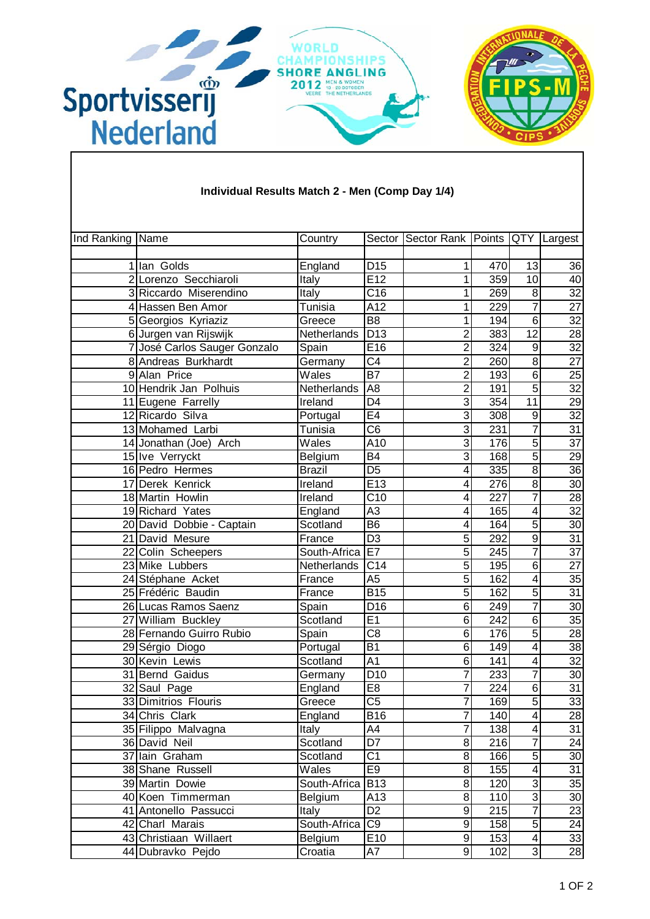Sportvisserij Nederland

WORLD CHAMPIONSHIPS SHORE ANGLING 2012 MEN & WOMEN 13 - 20 OCTOBER VEERE THE NETHERLANDS

FIPS-M

## Individual Results Match 2 - Men (Comp Day 1/4)

| Ind Ranking | Name | Country | Sector | Sector Rank | Points | QTY | Largest |
|---|---|---|---|---|---|---|---|
| 1 | Ian Golds | England | D15 | 1 | 470 | 13 | 36 |
| 2 | Lorenzo Secchiaroli | Italy | E12 | 1 | 359 | 10 | 40 |
| 3 | Riccardo Miserendino | Italy | C16 | 1 | 269 | 8 | 32 |
| 4 | Hassen Ben Amor | Tunisia | A12 | 1 | 229 | 7 | 27 |
| 5 | Georgios Kyriaziz | Greece | B8 | 1 | 194 | 6 | 32 |
| 6 | Jurgen van Rijswijk | Netherlands | D13 | 2 | 383 | 12 | 28 |
| 7 | José Carlos Sauger Gonzalo | Spain | E16 | 2 | 324 | 9 | 32 |
| 8 | Andreas Burkhardt | Germany | C4 | 2 | 260 | 8 | 27 |
| 9 | Alan Price | Wales | B7 | 2 | 193 | 6 | 25 |
| 10 | Hendrik Jan Polhuis | Netherlands | A8 | 2 | 191 | 5 | 32 |
| 11 | Eugene Farrelly | Ireland | D4 | 3 | 354 | 11 | 29 |
| 12 | Ricardo Silva | Portugal | E4 | 3 | 308 | 9 | 32 |
| 13 | Mohamed Larbi | Tunisia | C6 | 3 | 231 | 7 | 31 |
| 14 | Jonathan (Joe) Arch | Wales | A10 | 3 | 176 | 5 | 37 |
| 15 | Ive Verryckt | Belgium | B4 | 3 | 168 | 5 | 29 |
| 16 | Pedro Hermes | Brazil | D5 | 4 | 335 | 8 | 36 |
| 17 | Derek Kenrick | Ireland | E13 | 4 | 276 | 8 | 30 |
| 18 | Martin Howlin | Ireland | C10 | 4 | 227 | 7 | 28 |
| 19 | Richard Yates | England | A3 | 4 | 165 | 4 | 32 |
| 20 | David Dobbie - Captain | Scotland | B6 | 4 | 164 | 5 | 30 |
| 21 | David Mesure | France | D3 | 5 | 292 | 9 | 31 |
| 22 | Colin Scheepers | South-Africa | E7 | 5 | 245 | 7 | 37 |
| 23 | Mike Lubbers | Netherlands | C14 | 5 | 195 | 6 | 27 |
| 24 | Stéphane Acket | France | A5 | 5 | 162 | 4 | 35 |
| 25 | Frédéric Baudin | France | B15 | 5 | 162 | 5 | 31 |
| 26 | Lucas Ramos Saenz | Spain | D16 | 6 | 249 | 7 | 30 |
| 27 | William Buckley | Scotland | E1 | 6 | 242 | 6 | 35 |
| 28 | Fernando Guirro Rubio | Spain | C8 | 6 | 176 | 5 | 28 |
| 29 | Sérgio Diogo | Portugal | B1 | 6 | 149 | 4 | 38 |
| 30 | Kevin Lewis | Scotland | A1 | 6 | 141 | 4 | 32 |
| 31 | Bernd Gaidus | Germany | D10 | 7 | 233 | 7 | 30 |
| 32 | Saul Page | England | E8 | 7 | 224 | 6 | 31 |
| 33 | Dimitrios Flouris | Greece | C5 | 7 | 169 | 5 | 33 |
| 34 | Chris Clark | England | B16 | 7 | 140 | 4 | 28 |
| 35 | Filippo Malvagna | Italy | A4 | 7 | 138 | 4 | 31 |
| 36 | David Neil | Scotland | D7 | 8 | 216 | 7 | 24 |
| 37 | Iain Graham | Scotland | C1 | 8 | 166 | 5 | 30 |
| 38 | Shane Russell | Wales | E9 | 8 | 155 | 4 | 31 |
| 39 | Martin Dowie | South-Africa | B13 | 8 | 120 | 3 | 35 |
| 40 | Koen Timmerman | Belgium | A13 | 8 | 110 | 3 | 30 |
| 41 | Antonello Passucci | Italy | D2 | 9 | 215 | 7 | 23 |
| 42 | Charl Marais | South-Africa | C9 | 9 | 158 | 5 | 24 |
| 43 | Christiaan Willaert | Belgium | E10 | 9 | 153 | 4 | 33 |
| 44 | Dubravko Pejdo | Croatia | A7 | 9 | 102 | 3 | 28 |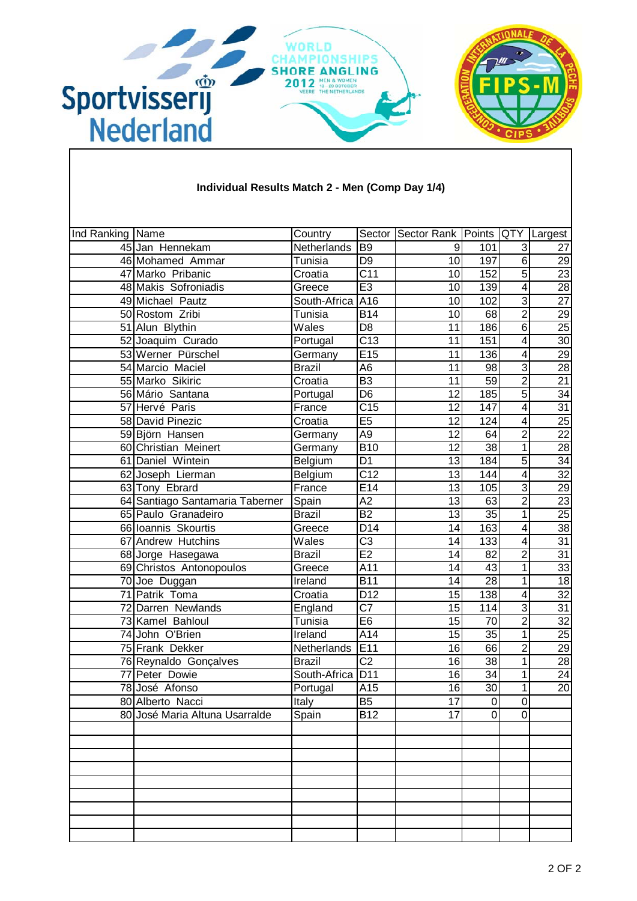Sportvisserij Nederland

WORLD CHAMPIONSHIPS SHORE ANGLING 2012 MEN & WOMEN 13 - 20 OCTOBER VEERE THE NETHERLANDS

CONFEDERATION INTERNATIONALE DE LA PECHE SPORTIVE FIPS-M CIPS

## Individual Results Match 2 - Men (Comp Day 1/4)

| Ind Ranking | Name | Country | Sector | Sector Rank | Points | QTY | Largest |
|---|---|---|---|---|---|---|---|
| 45 | Jan Hennekam | Netherlands | B9 | 9 | 101 | 3 | 27 |
| 46 | Mohamed Ammar | Tunisia | D9 | 10 | 197 | 6 | 29 |
| 47 | Marko Pribanic | Croatia | C11 | 10 | 152 | 5 | 23 |
| 48 | Makis Sofroniadis | Greece | E3 | 10 | 139 | 4 | 28 |
| 49 | Michael Pautz | South-Africa | A16 | 10 | 102 | 3 | 27 |
| 50 | Rostom Zribi | Tunisia | B14 | 10 | 68 | 2 | 29 |
| 51 | Alun Blythin | Wales | D8 | 11 | 186 | 6 | 25 |
| 52 | Joaquim Curado | Portugal | C13 | 11 | 151 | 4 | 30 |
| 53 | Werner Pürschel | Germany | E15 | 11 | 136 | 4 | 29 |
| 54 | Marcio Maciel | Brazil | A6 | 11 | 98 | 3 | 28 |
| 55 | Marko Sikiric | Croatia | B3 | 11 | 59 | 2 | 21 |
| 56 | Mário Santana | Portugal | D6 | 12 | 185 | 5 | 34 |
| 57 | Hervé Paris | France | C15 | 12 | 147 | 4 | 31 |
| 58 | David Pinezic | Croatia | E5 | 12 | 124 | 4 | 25 |
| 59 | Björn Hansen | Germany | A9 | 12 | 64 | 2 | 22 |
| 60 | Christian Meinert | Germany | B10 | 12 | 38 | 1 | 28 |
| 61 | Daniel Wintein | Belgium | D1 | 13 | 184 | 5 | 34 |
| 62 | Joseph Lierman | Belgium | C12 | 13 | 144 | 4 | 32 |
| 63 | Tony Ebrard | France | E14 | 13 | 105 | 3 | 29 |
| 64 | Santiago Santamaria Taberner | Spain | A2 | 13 | 63 | 2 | 23 |
| 65 | Paulo Granadeiro | Brazil | B2 | 13 | 35 | 1 | 25 |
| 66 | Ioannis Skourtis | Greece | D14 | 14 | 163 | 4 | 38 |
| 67 | Andrew Hutchins | Wales | C3 | 14 | 133 | 4 | 31 |
| 68 | Jorge Hasegawa | Brazil | E2 | 14 | 82 | 2 | 31 |
| 69 | Christos Antonopoulos | Greece | A11 | 14 | 43 | 1 | 33 |
| 70 | Joe Duggan | Ireland | B11 | 14 | 28 | 1 | 18 |
| 71 | Patrik Toma | Croatia | D12 | 15 | 138 | 4 | 32 |
| 72 | Darren Newlands | England | C7 | 15 | 114 | 3 | 31 |
| 73 | Kamel Bahloul | Tunisia | E6 | 15 | 70 | 2 | 32 |
| 74 | John O'Brien | Ireland | A14 | 15 | 35 | 1 | 25 |
| 75 | Frank Dekker | Netherlands | E11 | 16 | 66 | 2 | 29 |
| 76 | Reynaldo Gonçalves | Brazil | C2 | 16 | 38 | 1 | 28 |
| 77 | Peter Dowie | South-Africa | D11 | 16 | 34 | 1 | 24 |
| 78 | José Afonso | Portugal | A15 | 16 | 30 | 1 | 20 |
| 80 | Alberto Nacci | Italy | B5 | 17 | 0 | 0 | |
| 80 | José Maria Altuna Usarralde | Spain | B12 | 17 | 0 | 0 | |